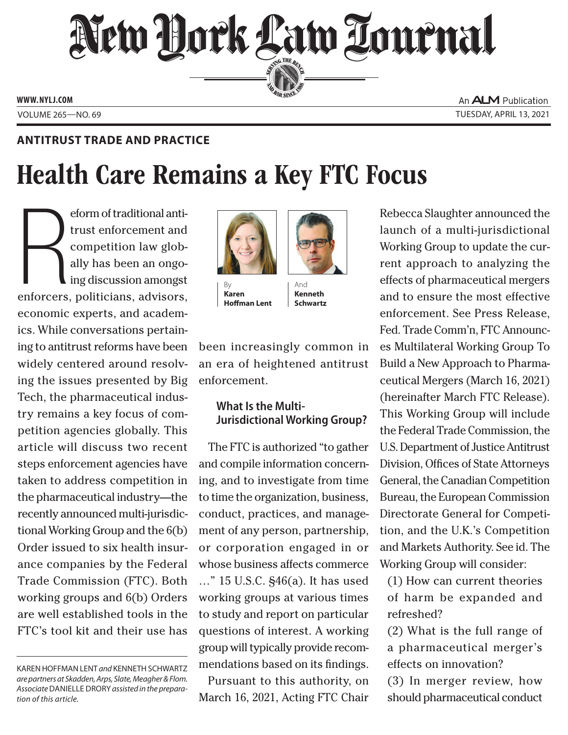# New York Law Journal

WWW.NYLJ.COM

VOLUME 265—NO. 69

An ALM Publication

TUESDAY, APRIL 13, 2021

**ANTITRUST TRADE AND PRACTICE**

# Health Care Remains a Key FTC Focus

By **Karen Hoffman Lent** And **Kenneth Schwartz**

Reform of traditional antitrust enforcement and competition law globally has been an ongoing discussion amongst enforcers, politicians, advisors, economic experts, and academics. While conversations pertaining to antitrust reforms have been widely centered around resolving the issues presented by Big Tech, the pharmaceutical industry remains a key focus of competition agencies globally. This article will discuss two recent steps enforcement agencies have taken to address competition in the pharmaceutical industry—the recently announced multi-jurisdictional Working Group and the 6(b) Order issued to six health insurance companies by the Federal Trade Commission (FTC). Both working groups and 6(b) Orders are well established tools in the FTC's tool kit and their use has been increasingly common in an era of heightened antitrust enforcement.

### What Is the Multi-Jurisdictional Working Group?

The FTC is authorized "to gather and compile information concerning, and to investigate from time to time the organization, business, conduct, practices, and management of any person, partnership, or corporation engaged in or whose business affects commerce …" 15 U.S.C. §46(a). It has used working groups at various times to study and report on particular questions of interest. A working group will typically provide recommendations based on its findings.

Pursuant to this authority, on March 16, 2021, Acting FTC Chair Rebecca Slaughter announced the launch of a multi-jurisdictional Working Group to update the current approach to analyzing the effects of pharmaceutical mergers and to ensure the most effective enforcement. See Press Release, Fed. Trade Comm'n, FTC Announces Multilateral Working Group To Build a New Approach to Pharmaceutical Mergers (March 16, 2021) (hereinafter March FTC Release). This Working Group will include the Federal Trade Commission, the U.S. Department of Justice Antitrust Division, Offices of State Attorneys General, the Canadian Competition Bureau, the European Commission Directorate General for Competition, and the U.K.'s Competition and Markets Authority. See id. The Working Group will consider:

(1) How can current theories of harm be expanded and refreshed?

(2) What is the full range of a pharmaceutical merger's effects on innovation?

(3) In merger review, how should pharmaceutical conduct

---

KAREN HOFFMAN LENT *and* KENNETH SCHWARTZ *are partners at Skadden, Arps, Slate, Meagher & Flom. Associate* DANIELLE DRORY *assisted in the preparation of this article.*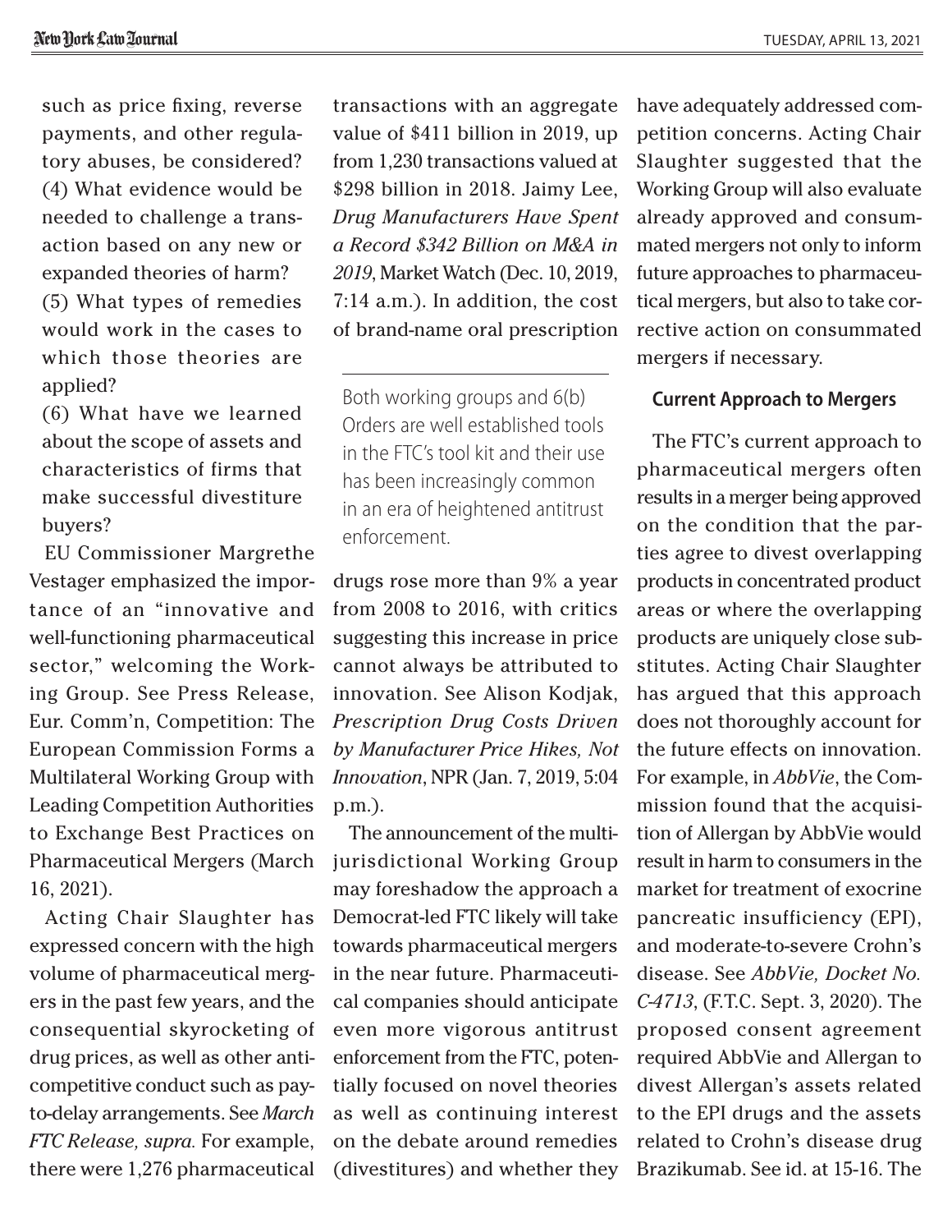such as price fixing, reverse payments, and other regulatory abuses, be considered?

(4) What evidence would be needed to challenge a transaction based on any new or expanded theories of harm?

(5) What types of remedies would work in the cases to which those theories are applied?

(6) What have we learned about the scope of assets and characteristics of firms that make successful divestiture buyers?

EU Commissioner Margrethe Vestager emphasized the importance of an "innovative and well-functioning pharmaceutical sector," welcoming the Working Group. See Press Release, Eur. Comm'n, Competition: The European Commission Forms a Multilateral Working Group with Leading Competition Authorities to Exchange Best Practices on Pharmaceutical Mergers (March 16, 2021).

Acting Chair Slaughter has expressed concern with the high volume of pharmaceutical mergers in the past few years, and the consequential skyrocketing of drug prices, as well as other anticompetitive conduct such as pay-to-delay arrangements. See *March FTC Release, supra.* For example, there were 1,276 pharmaceutical transactions with an aggregate value of $411 billion in 2019, up from 1,230 transactions valued at $298 billion in 2018. Jaimy Lee, *Drug Manufacturers Have Spent a Record $342 Billion on M&A in 2019*, Market Watch (Dec. 10, 2019, 7:14 a.m.). In addition, the cost of brand-name oral prescription drugs rose more than 9% a year from 2008 to 2016, with critics suggesting this increase in price cannot always be attributed to innovation. See Alison Kodjak, *Prescription Drug Costs Driven by Manufacturer Price Hikes, Not Innovation*, NPR (Jan. 7, 2019, 5:04 p.m.).

> Both working groups and 6(b) Orders are well established tools in the FTC's tool kit and their use has been increasingly common in an era of heightened antitrust enforcement.

The announcement of the multijurisdictional Working Group may foreshadow the approach a Democrat-led FTC likely will take towards pharmaceutical mergers in the near future. Pharmaceutical companies should anticipate even more vigorous antitrust enforcement from the FTC, potentially focused on novel theories as well as continuing interest on the debate around remedies (divestitures) and whether they have adequately addressed competition concerns. Acting Chair Slaughter suggested that the Working Group will also evaluate already approved and consummated mergers not only to inform future approaches to pharmaceutical mergers, but also to take corrective action on consummated mergers if necessary.

### Current Approach to Mergers

The FTC's current approach to pharmaceutical mergers often results in a merger being approved on the condition that the parties agree to divest overlapping products in concentrated product areas or where the overlapping products are uniquely close substitutes. Acting Chair Slaughter has argued that this approach does not thoroughly account for the future effects on innovation. For example, in *AbbVie*, the Commission found that the acquisition of Allergan by AbbVie would result in harm to consumers in the market for treatment of exocrine pancreatic insufficiency (EPI), and moderate-to-severe Crohn's disease. See *AbbVie, Docket No. C-4713*, (F.T.C. Sept. 3, 2020). The proposed consent agreement required AbbVie and Allergan to divest Allergan's assets related to the EPI drugs and the assets related to Crohn's disease drug Brazikumab. See id. at 15-16. The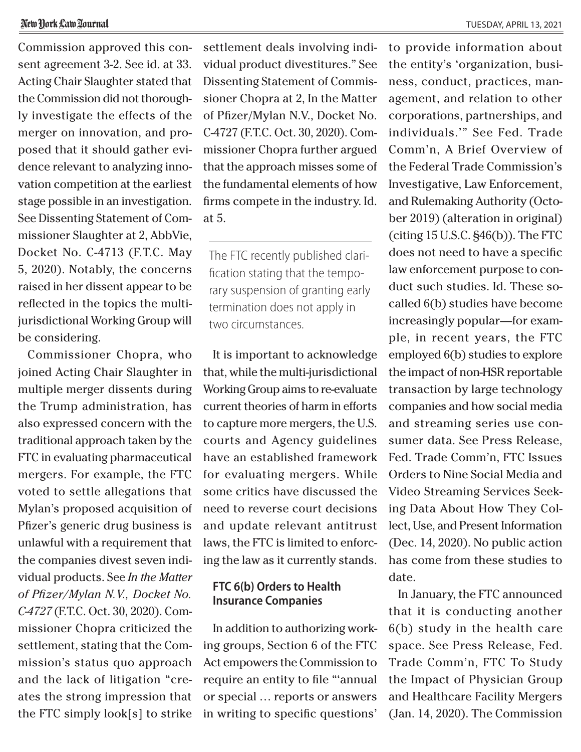Commission approved this consent agreement 3-2. See id. at 33. Acting Chair Slaughter stated that the Commission did not thoroughly investigate the effects of the merger on innovation, and proposed that it should gather evidence relevant to analyzing innovation competition at the earliest stage possible in an investigation. See Dissenting Statement of Commissioner Slaughter at 2, AbbVie, Docket No. C-4713 (F.T.C. May 5, 2020). Notably, the concerns raised in her dissent appear to be reflected in the topics the multi-jurisdictional Working Group will be considering.

Commissioner Chopra, who joined Acting Chair Slaughter in multiple merger dissents during the Trump administration, has also expressed concern with the traditional approach taken by the FTC in evaluating pharmaceutical mergers. For example, the FTC voted to settle allegations that Mylan's proposed acquisition of Pfizer's generic drug business is unlawful with a requirement that the companies divest seven individual products. See *In the Matter of Pfizer/Mylan N.V., Docket No. C-4727* (F.T.C. Oct. 30, 2020). Commissioner Chopra criticized the settlement, stating that the Commission's status quo approach and the lack of litigation "creates the strong impression that the FTC simply look[s] to strike settlement deals involving individual product divestitures." See Dissenting Statement of Commissioner Chopra at 2, In the Matter of Pfizer/Mylan N.V., Docket No. C-4727 (F.T.C. Oct. 30, 2020). Commissioner Chopra further argued that the approach misses some of the fundamental elements of how firms compete in the industry. Id. at 5.

> The FTC recently published clarification stating that the temporary suspension of granting early termination does not apply in two circumstances.

It is important to acknowledge that, while the multi-jurisdictional Working Group aims to re-evaluate current theories of harm in efforts to capture more mergers, the U.S. courts and Agency guidelines have an established framework for evaluating mergers. While some critics have discussed the need to reverse court decisions and update relevant antitrust laws, the FTC is limited to enforcing the law as it currently stands.

## FTC 6(b) Orders to Health Insurance Companies

In addition to authorizing working groups, Section 6 of the FTC Act empowers the Commission to require an entity to file "'annual or special … reports or answers in writing to specific questions' to provide information about the entity's 'organization, business, conduct, practices, management, and relation to other corporations, partnerships, and individuals.'" See Fed. Trade Comm'n, A Brief Overview of the Federal Trade Commission's Investigative, Law Enforcement, and Rulemaking Authority (October 2019) (alteration in original) (citing 15 U.S.C. §46(b)). The FTC does not need to have a specific law enforcement purpose to conduct such studies. Id. These so-called 6(b) studies have become increasingly popular—for example, in recent years, the FTC employed 6(b) studies to explore the impact of non-HSR reportable transaction by large technology companies and how social media and streaming series use consumer data. See Press Release, Fed. Trade Comm'n, FTC Issues Orders to Nine Social Media and Video Streaming Services Seeking Data About How They Collect, Use, and Present Information (Dec. 14, 2020). No public action has come from these studies to date.

In January, the FTC announced that it is conducting another 6(b) study in the health care space. See Press Release, Fed. Trade Comm'n, FTC To Study the Impact of Physician Group and Healthcare Facility Mergers (Jan. 14, 2020). The Commission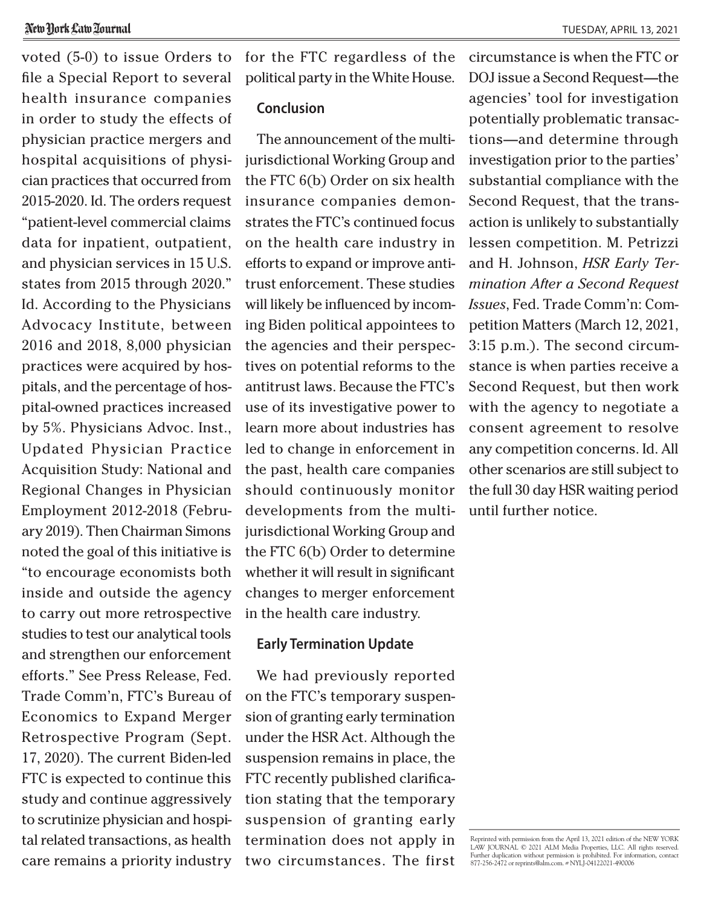voted (5-0) to issue Orders to file a Special Report to several health insurance companies in order to study the effects of physician practice mergers and hospital acquisitions of physician practices that occurred from 2015-2020. Id. The orders request "patient-level commercial claims data for inpatient, outpatient, and physician services in 15 U.S. states from 2015 through 2020." Id. According to the Physicians Advocacy Institute, between 2016 and 2018, 8,000 physician practices were acquired by hospitals, and the percentage of hospital-owned practices increased by 5%. Physicians Advoc. Inst., Updated Physician Practice Acquisition Study: National and Regional Changes in Physician Employment 2012-2018 (February 2019). Then Chairman Simons noted the goal of this initiative is "to encourage economists both inside and outside the agency to carry out more retrospective studies to test our analytical tools and strengthen our enforcement efforts." See Press Release, Fed. Trade Comm'n, FTC's Bureau of Economics to Expand Merger Retrospective Program (Sept. 17, 2020). The current Biden-led FTC is expected to continue this study and continue aggressively to scrutinize physician and hospital related transactions, as health care remains a priority industry for the FTC regardless of the political party in the White House.

## Conclusion

The announcement of the multi-jurisdictional Working Group and the FTC 6(b) Order on six health insurance companies demonstrates the FTC's continued focus on the health care industry in efforts to expand or improve antitrust enforcement. These studies will likely be influenced by incoming Biden political appointees to the agencies and their perspectives on potential reforms to the antitrust laws. Because the FTC's use of its investigative power to learn more about industries has led to change in enforcement in the past, health care companies should continuously monitor developments from the multi-jurisdictional Working Group and the FTC 6(b) Order to determine whether it will result in significant changes to merger enforcement in the health care industry.

## Early Termination Update

We had previously reported on the FTC's temporary suspension of granting early termination under the HSR Act. Although the suspension remains in place, the FTC recently published clarification stating that the temporary suspension of granting early termination does not apply in two circumstances. The first circumstance is when the FTC or DOJ issue a Second Request—the agencies' tool for investigation potentially problematic transactions—and determine through investigation prior to the parties' substantial compliance with the Second Request, that the transaction is unlikely to substantially lessen competition. M. Petrizzi and H. Johnson, *HSR Early Termination After a Second Request Issues*, Fed. Trade Comm'n: Competition Matters (March 12, 2021, 3:15 p.m.). The second circumstance is when parties receive a Second Request, but then work with the agency to negotiate a consent agreement to resolve any competition concerns. Id. All other scenarios are still subject to the full 30 day HSR waiting period until further notice.

Reprinted with permission from the April 13, 2021 edition of the NEW YORK LAW JOURNAL © 2021 ALM Media Properties, LLC. All rights reserved. Further duplication without permission is prohibited. For information, contact 877-256-2472 or reprints@alm.com. # NYLJ-04122021-490006